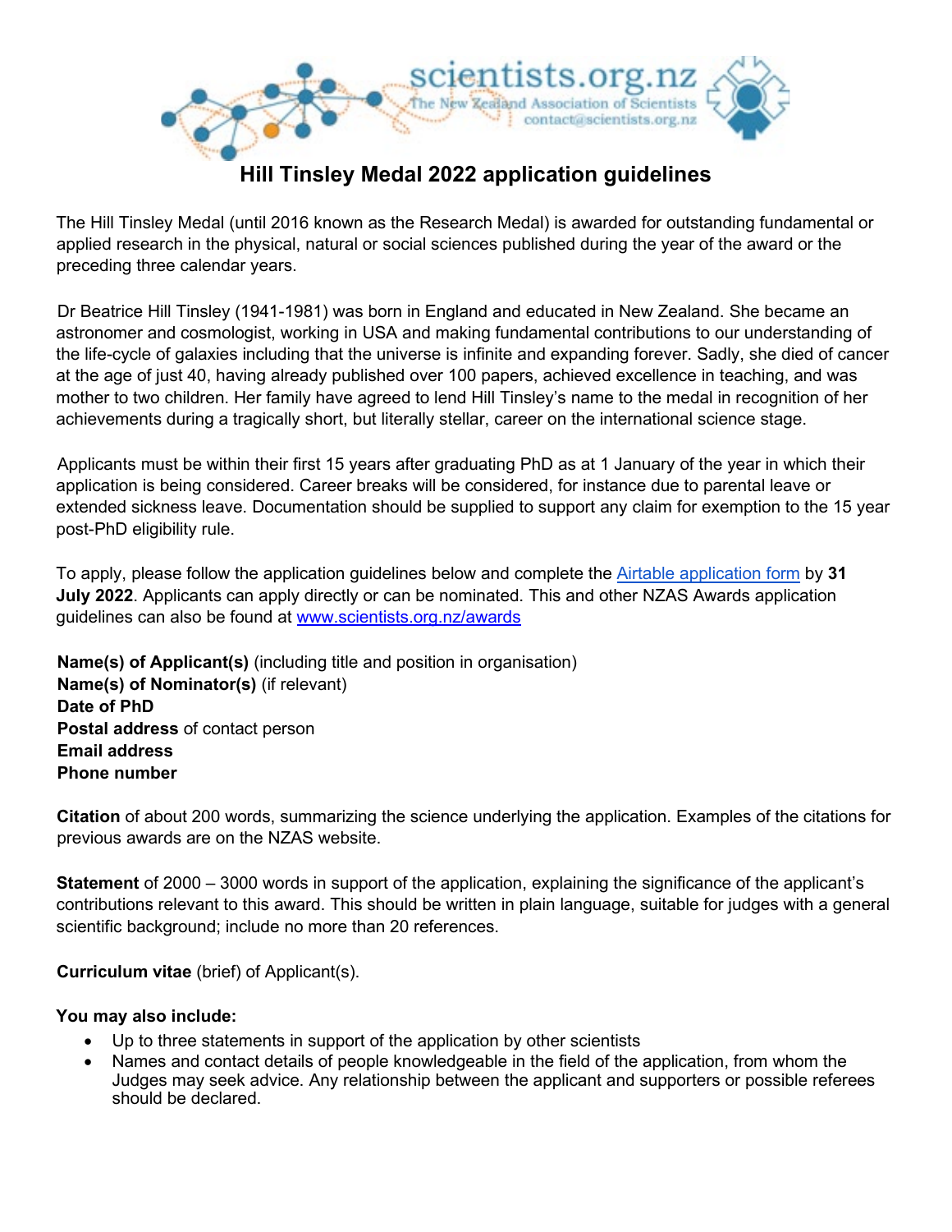scientists.org.nz
The New Zealand Association of Scientists
contact@scientists.org.nz

# Hill Tinsley Medal 2022 application guidelines

The Hill Tinsley Medal (until 2016 known as the Research Medal) is awarded for outstanding fundamental or applied research in the physical, natural or social sciences published during the year of the award or the preceding three calendar years.

Dr Beatrice Hill Tinsley (1941-1981) was born in England and educated in New Zealand. She became an astronomer and cosmologist, working in USA and making fundamental contributions to our understanding of the life-cycle of galaxies including that the universe is infinite and expanding forever. Sadly, she died of cancer at the age of just 40, having already published over 100 papers, achieved excellence in teaching, and was mother to two children. Her family have agreed to lend Hill Tinsley's name to the medal in recognition of her achievements during a tragically short, but literally stellar, career on the international science stage.

Applicants must be within their first 15 years after graduating PhD as at 1 January of the year in which their application is being considered. Career breaks will be considered, for instance due to parental leave or extended sickness leave. Documentation should be supplied to support any claim for exemption to the 15 year post-PhD eligibility rule.

To apply, please follow the application guidelines below and complete the [Airtable application form]() by **31 July 2022**. Applicants can apply directly or can be nominated. This and other NZAS Awards application guidelines can also be found at [www.scientists.org.nz/awards](www.scientists.org.nz/awards)

**Name(s) of Applicant(s)** (including title and position in organisation)
**Name(s) of Nominator(s)** (if relevant)
**Date of PhD**
**Postal address** of contact person
**Email address**
**Phone number**

**Citation** of about 200 words, summarizing the science underlying the application. Examples of the citations for previous awards are on the NZAS website.

**Statement** of 2000 – 3000 words in support of the application, explaining the significance of the applicant's contributions relevant to this award. This should be written in plain language, suitable for judges with a general scientific background; include no more than 20 references.

**Curriculum vitae** (brief) of Applicant(s).

**You may also include:**

- Up to three statements in support of the application by other scientists
- Names and contact details of people knowledgeable in the field of the application, from whom the Judges may seek advice. Any relationship between the applicant and supporters or possible referees should be declared.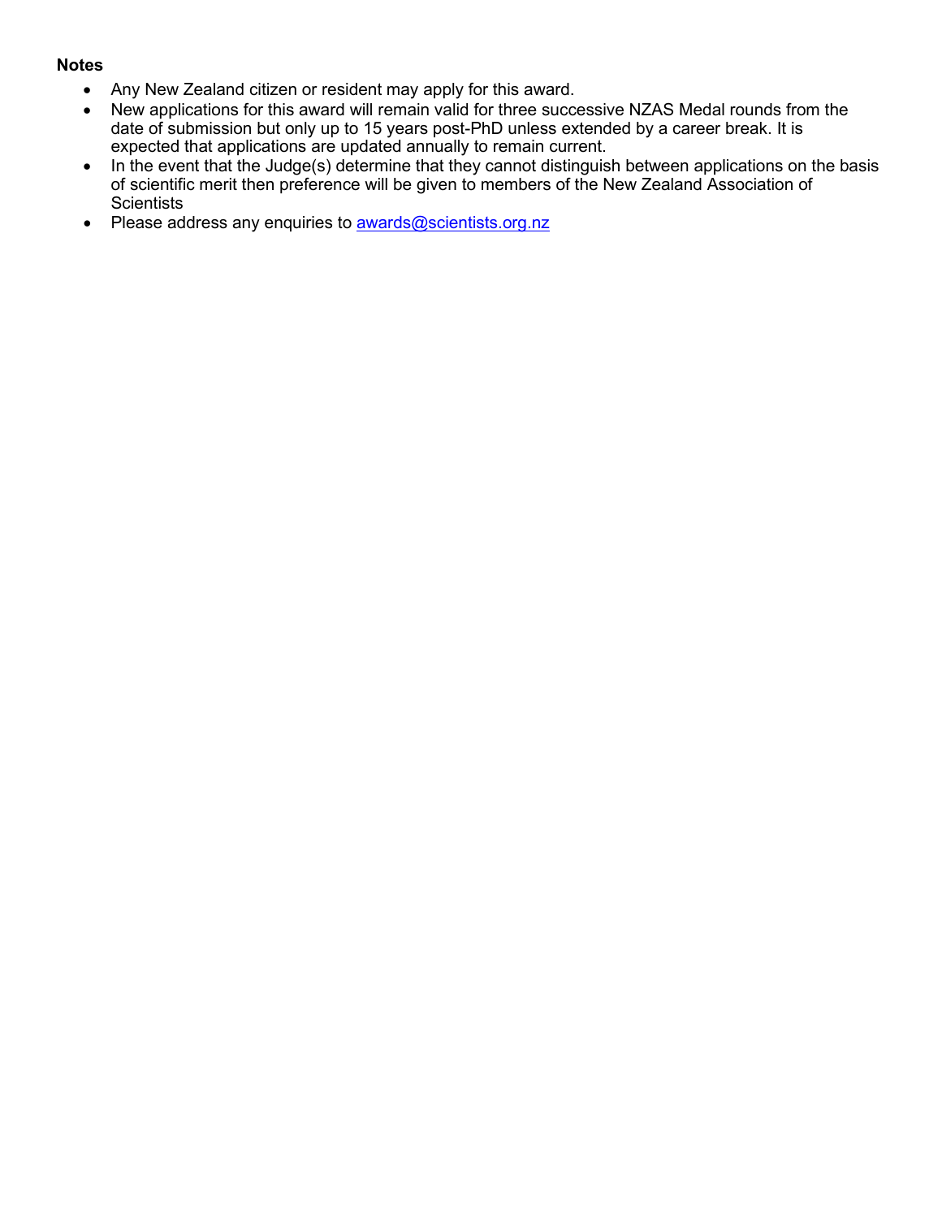**Notes**

- Any New Zealand citizen or resident may apply for this award.
- New applications for this award will remain valid for three successive NZAS Medal rounds from the date of submission but only up to 15 years post-PhD unless extended by a career break. It is expected that applications are updated annually to remain current.
- In the event that the Judge(s) determine that they cannot distinguish between applications on the basis of scientific merit then preference will be given to members of the New Zealand Association of Scientists
- Please address any enquiries to [awards@scientists.org.nz](mailto:awards@scientists.org.nz)